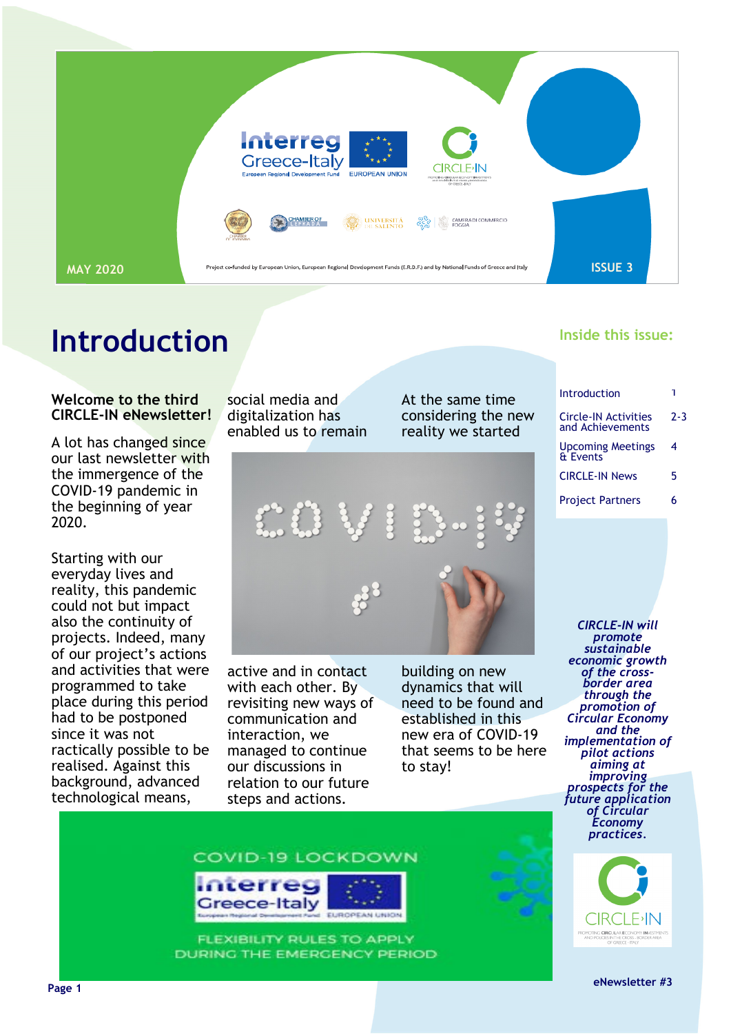MAY 2020

Project co-funded by European Union, European Regional Development Funds (E.R.D.F.) and by National Funds of Greece and Italy

ISSUE 3

# Introduction

**Welcome to the third CIRCLE-IN eNewsletter!**

A lot has changed since our last newsletter with the immergence of the COVID-19 pandemic in the beginning of year 2020.

Starting with our everyday lives and reality, this pandemic could not but impact also the continuity of projects. Indeed, many of our project's actions and activities that were programmed to take place during this period had to be postponed since it was not ractically possible to be realised. Against this background, advanced technological means, social media and digitalization has enabled us to remain active and in contact with each other. By revisiting new ways of communication and interaction, we managed to continue our discussions in relation to our future steps and actions.

At the same time considering the new reality we started building on new dynamics that will need to be found and established in this new era of COVID-19 that seems to be here to stay!

COVID-19 LOCKDOWN

FLEXIBILITY RULES TO APPLY DURING THE EMERGENCY PERIOD

## Inside this issue:

| | |
|---|---|
| Introduction | 1 |
| Circle-IN Activities and Achievements | 2-3 |
| Upcoming Meetings & Events | 4 |
| CIRCLE-IN News | 5 |
| Project Partners | 6 |

***CIRCLE-IN will promote sustainable economic growth of the cross-border area through the promotion of Circular Economy and the implementation of pilot actions aiming at improving prospects for the future application of Circular Economy practices.***

eNewsletter #3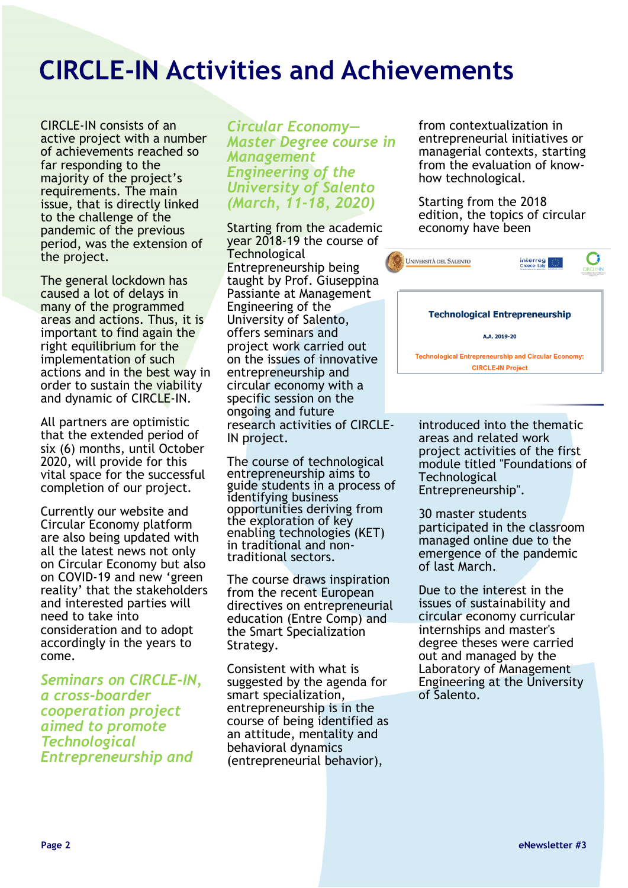# CIRCLE-IN Activities and Achievements

CIRCLE-IN consists of an active project with a number of achievements reached so far responding to the majority of the project's requirements. The main issue, that is directly linked to the challenge of the pandemic of the previous period, was the extension of the project.

The general lockdown has caused a lot of delays in many of the programmed areas and actions. Thus, it is important to find again the right equilibrium for the implementation of such actions and in the best way in order to sustain the viability and dynamic of CIRCLE-IN.

All partners are optimistic that the extended period of six (6) months, until October 2020, will provide for this vital space for the successful completion of our project.

Currently our website and Circular Economy platform are also being updated with all the latest news not only on Circular Economy but also on COVID-19 and new 'green reality' that the stakeholders and interested parties will need to take into consideration and to adopt accordingly in the years to come.

## *Seminars on CIRCLE-IN, a cross-boarder cooperation project aimed to promote Technological Entrepreneurship and Circular Economy—Master Degree course in Management Engineering of the University of Salento (March, 11-18, 2020)*

Starting from the academic year 2018-19 the course of Technological Entrepreneurship being taught by Prof. Giuseppina Passiante at Management Engineering of the University of Salento, offers seminars and project work carried out on the issues of innovative entrepreneurship and circular economy with a specific session on the ongoing and future research activities of CIRCLE-IN project.

The course of technological entrepreneurship aims to guide students in a process of identifying business opportunities deriving from the exploration of key enabling technologies (KET) in traditional and non-traditional sectors.

The course draws inspiration from the recent European directives on entrepreneurial education (Entre Comp) and the Smart Specialization Strategy.

Consistent with what is suggested by the agenda for smart specialization, entrepreneurship is in the course of being identified as an attitude, mentality and behavioral dynamics (entrepreneurial behavior), from contextualization in entrepreneurial initiatives or managerial contexts, starting from the evaluation of know-how technological.

Starting from the 2018 edition, the topics of circular economy have been introduced into the thematic areas and related work project activities of the first module titled "Foundations of Technological Entrepreneurship".

Università del Salento — Interreg Greece-Italy — CIRCLE-IN

**Technological Entrepreneurship**

A.A. 2019-20

Technological Entrepreneurship and Circular Economy: CIRCLE-IN Project

30 master students participated in the classroom managed online due to the emergence of the pandemic of last March.

Due to the interest in the issues of sustainability and circular economy curricular internships and master's degree theses were carried out and managed by the Laboratory of Management Engineering at the University of Salento.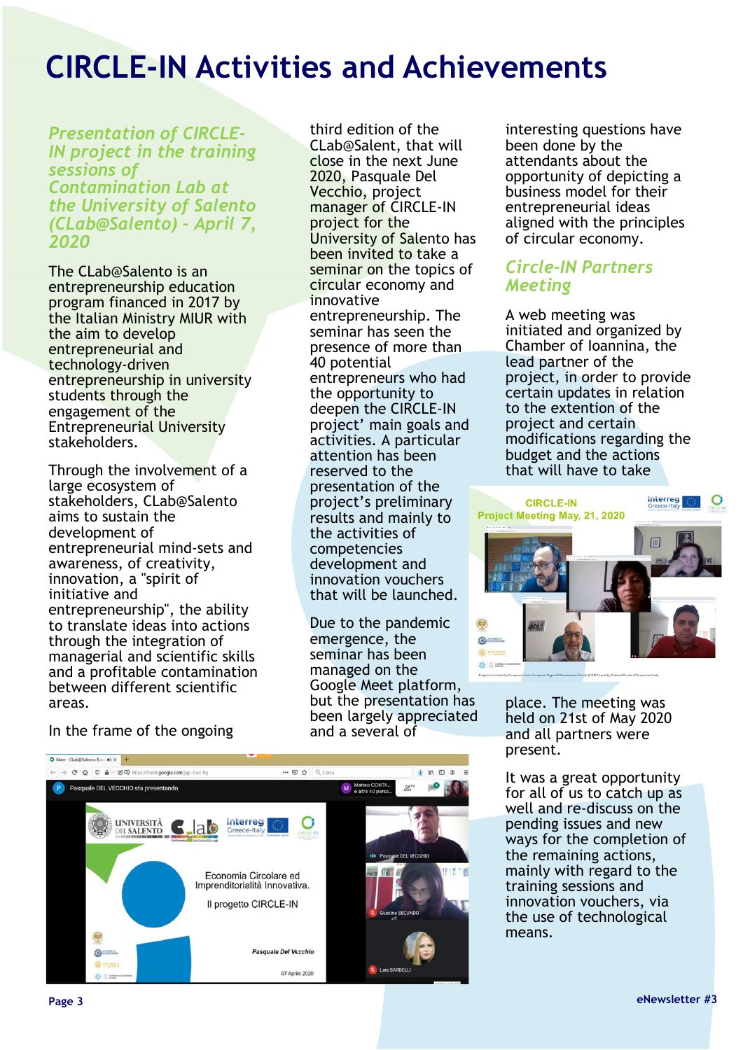# CIRCLE-IN Activities and Achievements

## *Presentation of CIRCLE-IN project in the training sessions of Contamination Lab at the University of Salento (CLab@Salento) - April 7, 2020*

The CLab@Salento is an entrepreneurship education program financed in 2017 by the Italian Ministry MIUR with the aim to develop entrepreneurial and technology-driven entrepreneurship in university students through the engagement of the Entrepreneurial University stakeholders.

Through the involvement of a large ecosystem of stakeholders, CLab@Salento aims to sustain the development of entrepreneurial mind-sets and awareness, of creativity, innovation, a "spirit of initiative and entrepreneurship", the ability to translate ideas into actions through the integration of managerial and scientific skills and a profitable contamination between different scientific areas.

In the frame of the ongoing third edition of the CLab@Salent, that will close in the next June 2020, Pasquale Del Vecchio, project manager of CIRCLE-IN project for the University of Salento has been invited to take a seminar on the topics of circular economy and innovative entrepreneurship. The seminar has seen the presence of more than 40 potential entrepreneurs who had the opportunity to deepen the CIRCLE-IN project' main goals and activities. A particular attention has been reserved to the presentation of the project's preliminary results and mainly to the activities of competencies development and innovation vouchers that will be launched.

Due to the pandemic emergence, the seminar has been managed on the Google Meet platform, but the presentation has been largely appreciated and a several of interesting questions have been done by the attendants about the opportunity of depicting a business model for their entrepreneurial ideas aligned with the principles of circular economy.

## *Circle-IN Partners Meeting*

A web meeting was initiated and organized by Chamber of Ioannina, the lead partner of the project, in order to provide certain updates in relation to the extention of the project and certain modifications regarding the budget and the actions that will have to take place. The meeting was held on 21st of May 2020 and all partners were present.

It was a great opportunity for all of us to catch up as well and re-discuss on the pending issues and new ways for the completion of the remaining actions, mainly with regard to the training sessions and innovation vouchers, via the use of technological means.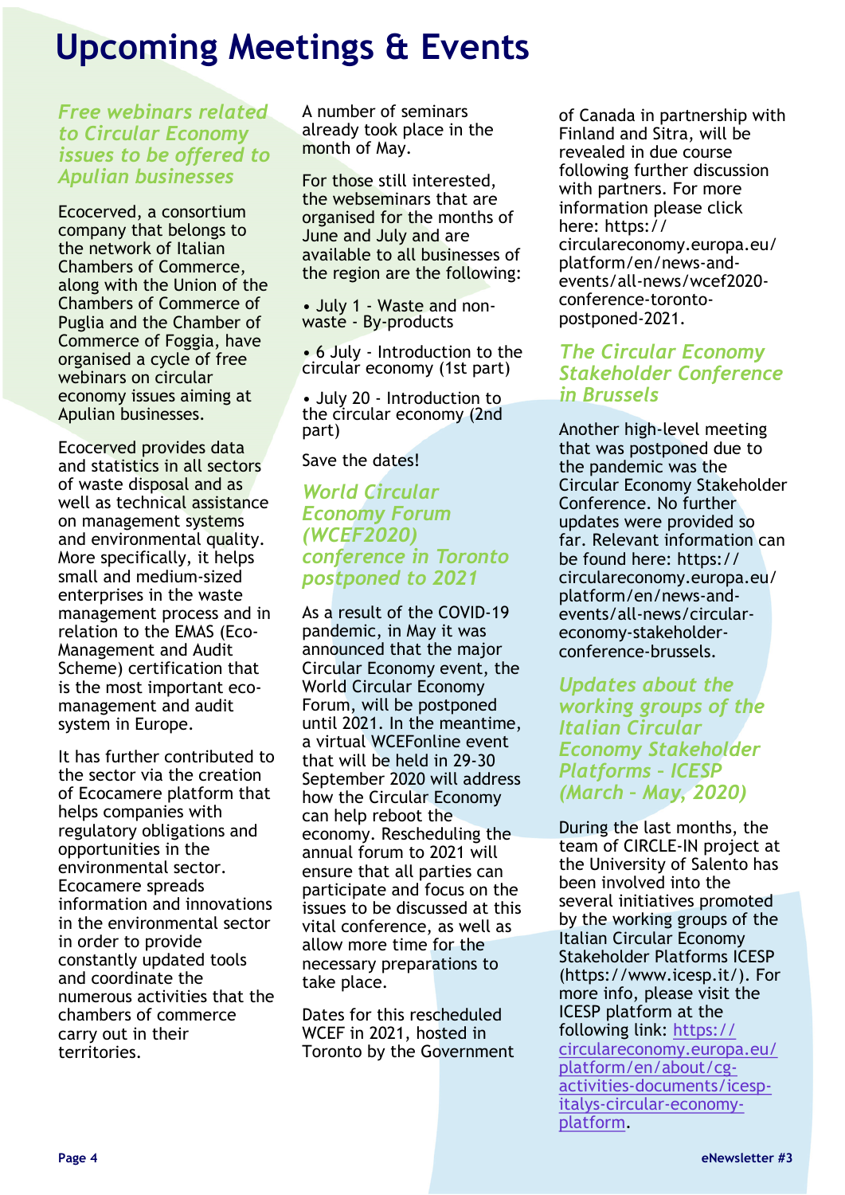# Upcoming Meetings & Events

### *Free webinars related to Circular Economy issues to be offered to Apulian businesses*

Ecocerved, a consortium company that belongs to the network of Italian Chambers of Commerce, along with the Union of the Chambers of Commerce of Puglia and the Chamber of Commerce of Foggia, have organised a cycle of free webinars on circular economy issues aiming at Apulian businesses.

Ecocerved provides data and statistics in all sectors of waste disposal and as well as technical assistance on management systems and environmental quality. More specifically, it helps small and medium-sized enterprises in the waste management process and in relation to the EMAS (Eco-Management and Audit Scheme) certification that is the most important eco-management and audit system in Europe.

It has further contributed to the sector via the creation of Ecocamere platform that helps companies with regulatory obligations and opportunities in the environmental sector. Ecocamere spreads information and innovations in the environmental sector in order to provide constantly updated tools and coordinate the numerous activities that the chambers of commerce carry out in their territories.

A number of seminars already took place in the month of May.

For those still interested, the webseminars that are organised for the months of June and July and are available to all businesses of the region are the following:

- July 1 - Waste and non-waste - By-products
- 6 July - Introduction to the circular economy (1st part)
- July 20 - Introduction to the circular economy (2nd part)

Save the dates!

### *World Circular Economy Forum (WCEF2020) conference in Toronto postponed to 2021*

As a result of the COVID-19 pandemic, in May it was announced that the major Circular Economy event, the World Circular Economy Forum, will be postponed until 2021. In the meantime, a virtual WCEFonline event that will be held in 29-30 September 2020 will address how the Circular Economy can help reboot the economy. Rescheduling the annual forum to 2021 will ensure that all parties can participate and focus on the issues to be discussed at this vital conference, as well as allow more time for the necessary preparations to take place.

Dates for this rescheduled WCEF in 2021, hosted in Toronto by the Government of Canada in partnership with Finland and Sitra, will be revealed in due course following further discussion with partners. For more information please click here: https://circulareconomy.europa.eu/platform/en/news-and-events/all-news/wcef2020-conference-toronto-postponed-2021.

### *The Circular Economy Stakeholder Conference in Brussels*

Another high-level meeting that was postponed due to the pandemic was the Circular Economy Stakeholder Conference. No further updates were provided so far. Relevant information can be found here: https://circulareconomy.europa.eu/platform/en/news-and-events/all-news/circular-economy-stakeholder-conference-brussels.

### *Updates about the working groups of the Italian Circular Economy Stakeholder Platforms - ICESP (March - May, 2020)*

During the last months, the team of CIRCLE-IN project at the University of Salento has been involved into the several initiatives promoted by the working groups of the Italian Circular Economy Stakeholder Platforms ICESP (https://www.icesp.it/). For more info, please visit the ICESP platform at the following link: [https://circulareconomy.europa.eu/platform/en/about/cg-activities-documents/icesp-italys-circular-economy-platform](https://circulareconomy.europa.eu/platform/en/about/cg-activities-documents/icesp-italys-circular-economy-platform).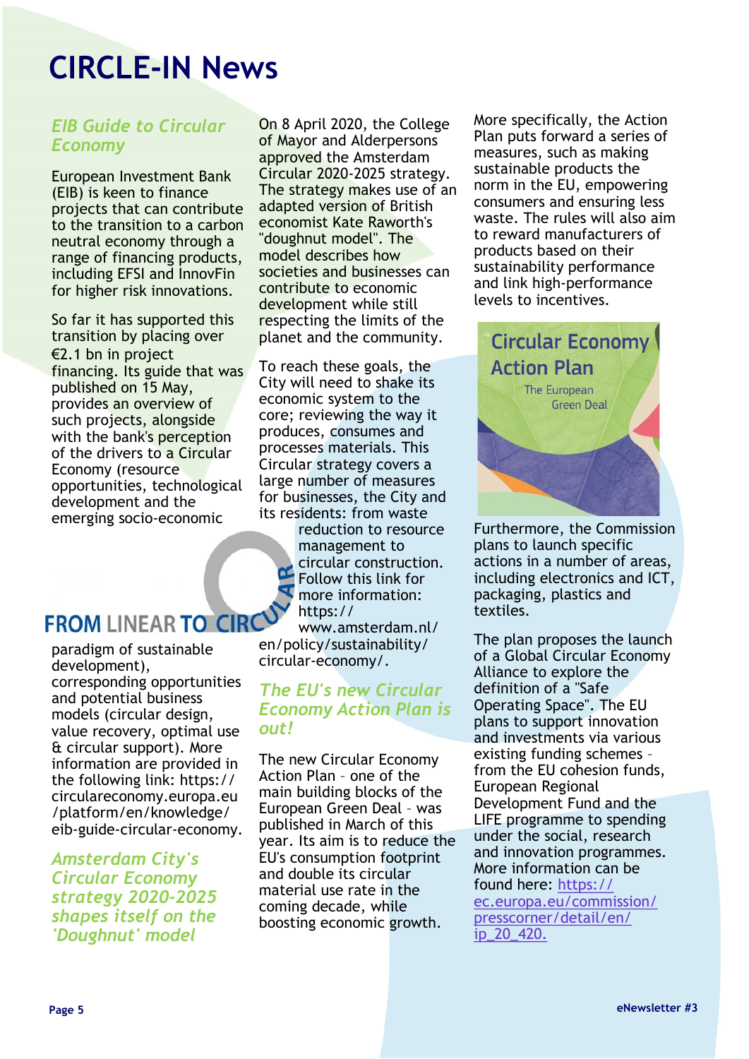# CIRCLE-IN News

### *EIB Guide to Circular Economy*

European Investment Bank (EIB) is keen to finance projects that can contribute to the transition to a carbon neutral economy through a range of financing products, including EFSI and InnovFin for higher risk innovations.

So far it has supported this transition by placing over €2.1 bn in project financing. Its guide that was published on 15 May, provides an overview of such projects, alongside with the bank's perception of the drivers to a Circular Economy (resource opportunities, technological development and the emerging socio-economic paradigm of sustainable development), corresponding opportunities and potential business models (circular design, value recovery, optimal use & circular support). More information are provided in the following link: https://circulareconomy.europa.eu/platform/en/knowledge/eib-guide-circular-economy.

### *Amsterdam City's Circular Economy strategy 2020-2025 shapes itself on the 'Doughnut' model*

On 8 April 2020, the College of Mayor and Alderpersons approved the Amsterdam Circular 2020-2025 strategy. The strategy makes use of an adapted version of British economist Kate Raworth's "doughnut model". The model describes how societies and businesses can contribute to economic development while still respecting the limits of the planet and the community.

To reach these goals, the City will need to shake its economic system to the core; reviewing the way it produces, consumes and processes materials. This Circular strategy covers a large number of measures for businesses, the City and its residents: from waste reduction to resource management to circular construction. Follow this link for more information: https://www.amsterdam.nl/en/policy/sustainability/circular-economy/.

### *The EU's new Circular Economy Action Plan is out!*

The new Circular Economy Action Plan – one of the main building blocks of the European Green Deal – was published in March of this year. Its aim is to reduce the EU's consumption footprint and double its circular material use rate in the coming decade, while boosting economic growth.

More specifically, the Action Plan puts forward a series of measures, such as making sustainable products the norm in the EU, empowering consumers and ensuring less waste. The rules will also aim to reward manufacturers of products based on their sustainability performance and link high-performance levels to incentives.

Furthermore, the Commission plans to launch specific actions in a number of areas, including electronics and ICT, packaging, plastics and textiles.

The plan proposes the launch of a Global Circular Economy Alliance to explore the definition of a "Safe Operating Space". The EU plans to support innovation and investments via various existing funding schemes – from the EU cohesion funds, European Regional Development Fund and the LIFE programme to spending under the social, research and innovation programmes. More information can be found here: https://ec.europa.eu/commission/presscorner/detail/en/ip_20_420.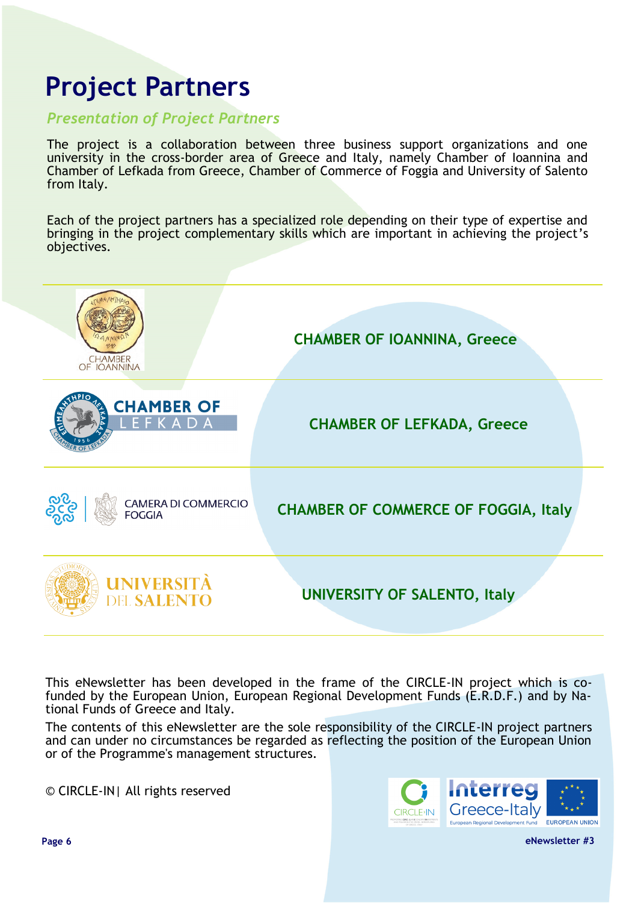# Project Partners

*Presentation of Project Partners*

The project is a collaboration between three business support organizations and one university in the cross-border area of Greece and Italy, namely Chamber of Ioannina and Chamber of Lefkada from Greece, Chamber of Commerce of Foggia and University of Salento from Italy.

Each of the project partners has a specialized role depending on their type of expertise and bringing in the project complementary skills which are important in achieving the project's objectives.

**CHAMBER OF IOANNINA, Greece**

**CHAMBER OF LEFKADA, Greece**

**CHAMBER OF COMMERCE OF FOGGIA, Italy**

**UNIVERSITY OF SALENTO, Italy**

This eNewsletter has been developed in the frame of the CIRCLE-IN project which is co-funded by the European Union, European Regional Development Funds (E.R.D.F.) and by National Funds of Greece and Italy.

The contents of this eNewsletter are the sole responsibility of the CIRCLE-IN project partners and can under no circumstances be regarded as reflecting the position of the European Union or of the Programme's management structures.

© CIRCLE-IN| All rights reserved